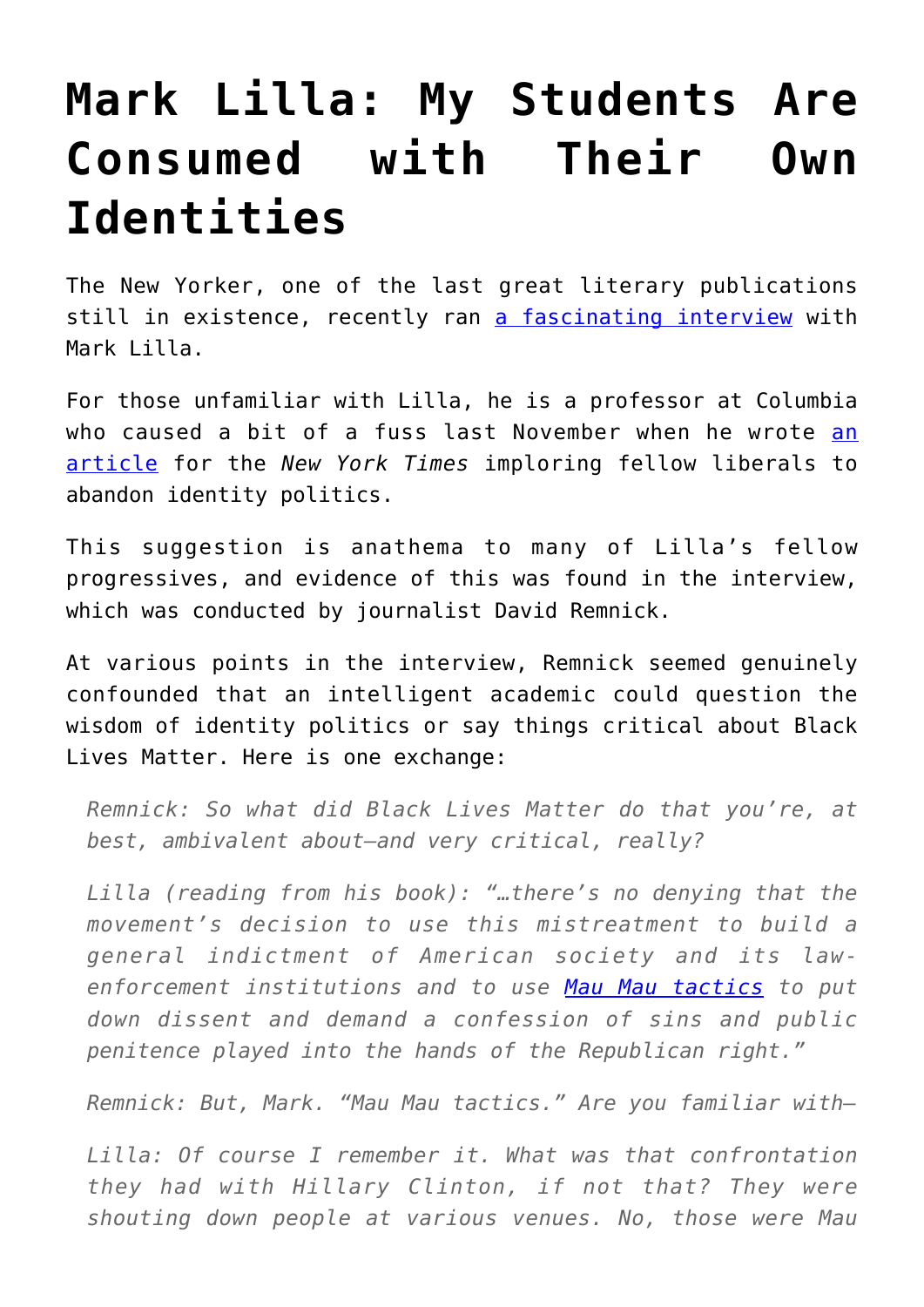# Mark Lilla: My Students Are Consumed with Their Own Identities

The New Yorker, one of the last great literary publications still in existence, recently ran [a fascinating interview] with Mark Lilla.

For those unfamiliar with Lilla, he is a professor at Columbia who caused a bit of a fuss last November when he wrote [an article] for the *New York Times* imploring fellow liberals to abandon identity politics.

This suggestion is anathema to many of Lilla's fellow progressives, and evidence of this was found in the interview, which was conducted by journalist David Remnick.

At various points in the interview, Remnick seemed genuinely confounded that an intelligent academic could question the wisdom of identity politics or say things critical about Black Lives Matter. Here is one exchange:

> *Remnick: So what did Black Lives Matter do that you're, at best, ambivalent about—and very critical, really?*
>
> *Lilla (reading from his book): "…there's no denying that the movement's decision to use this mistreatment to build a general indictment of American society and its law-enforcement institutions and to use [Mau Mau tactics] to put down dissent and demand a confession of sins and public penitence played into the hands of the Republican right."*
>
> *Remnick: But, Mark. "Mau Mau tactics." Are you familiar with—*
>
> *Lilla: Of course I remember it. What was that confrontation they had with Hillary Clinton, if not that? They were shouting down people at various venues. No, those were Mau*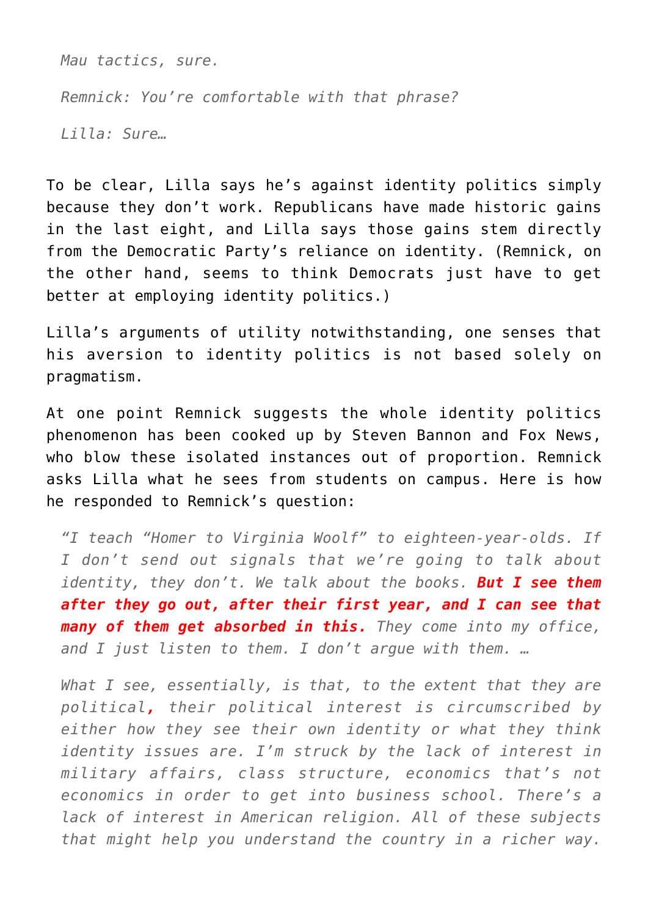> *Mau tactics, sure.*
>
> *Remnick: You're comfortable with that phrase?*
>
> *Lilla: Sure…*

To be clear, Lilla says he's against identity politics simply because they don't work. Republicans have made historic gains in the last eight, and Lilla says those gains stem directly from the Democratic Party's reliance on identity. (Remnick, on the other hand, seems to think Democrats just have to get better at employing identity politics.)

Lilla's arguments of utility notwithstanding, one senses that his aversion to identity politics is not based solely on pragmatism.

At one point Remnick suggests the whole identity politics phenomenon has been cooked up by Steven Bannon and Fox News, who blow these isolated instances out of proportion. Remnick asks Lilla what he sees from students on campus. Here is how he responded to Remnick's question:

> *"I teach "Homer to Virginia Woolf" to eighteen-year-olds. If I don't send out signals that we're going to talk about identity, they don't. We talk about the books.* ***But I see them after they go out, after their first year, and I can see that many of them get absorbed in this.*** *They come into my office, and I just listen to them. I don't argue with them. …*
>
> *What I see, essentially, is that, to the extent that they are political, their political interest is circumscribed by either how they see their own identity or what they think identity issues are. I'm struck by the lack of interest in military affairs, class structure, economics that's not economics in order to get into business school. There's a lack of interest in American religion. All of these subjects that might help you understand the country in a richer way.*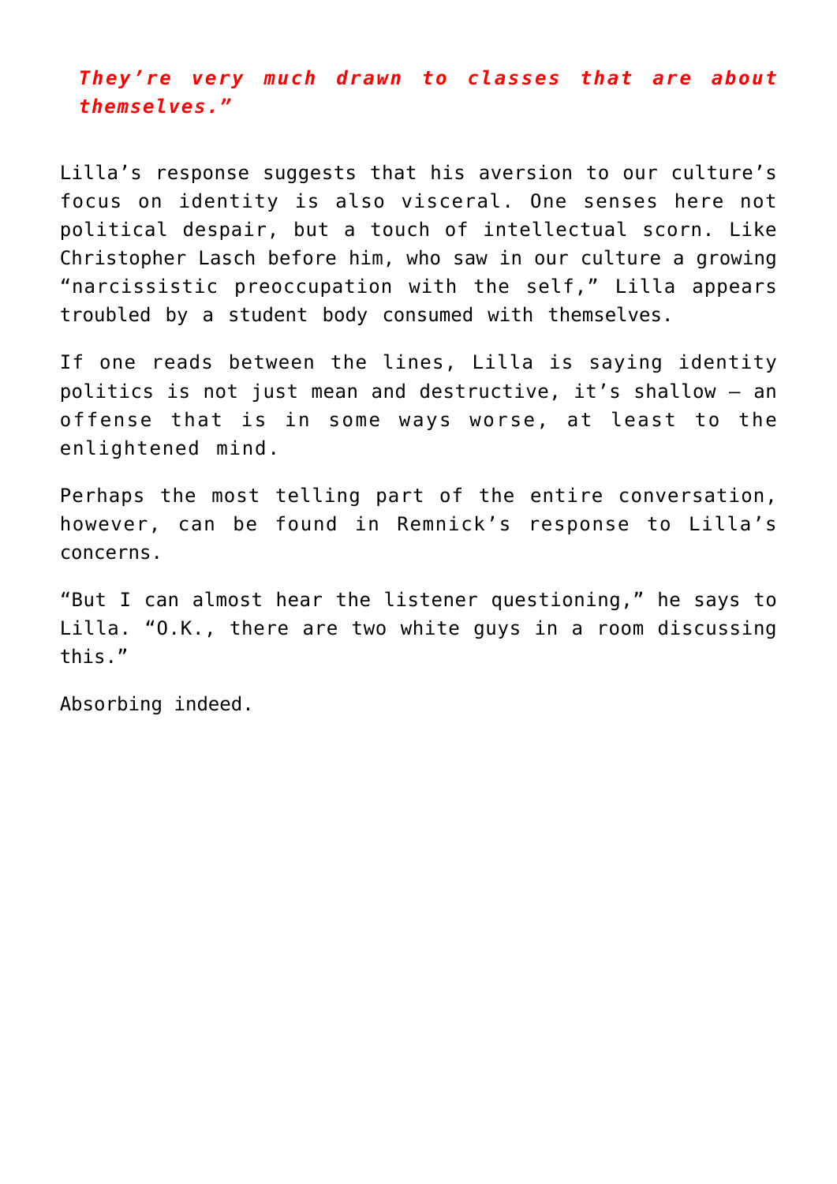*They're very much drawn to classes that are about themselves."*

Lilla's response suggests that his aversion to our culture's focus on identity is also visceral. One senses here not political despair, but a touch of intellectual scorn. Like Christopher Lasch before him, who saw in our culture a growing "narcissistic preoccupation with the self," Lilla appears troubled by a student body consumed with themselves.

If one reads between the lines, Lilla is saying identity politics is not just mean and destructive, it's shallow — an offense that is in some ways worse, at least to the enlightened mind.

Perhaps the most telling part of the entire conversation, however, can be found in Remnick's response to Lilla's concerns.

"But I can almost hear the listener questioning," he says to Lilla. "O.K., there are two white guys in a room discussing this."

Absorbing indeed.